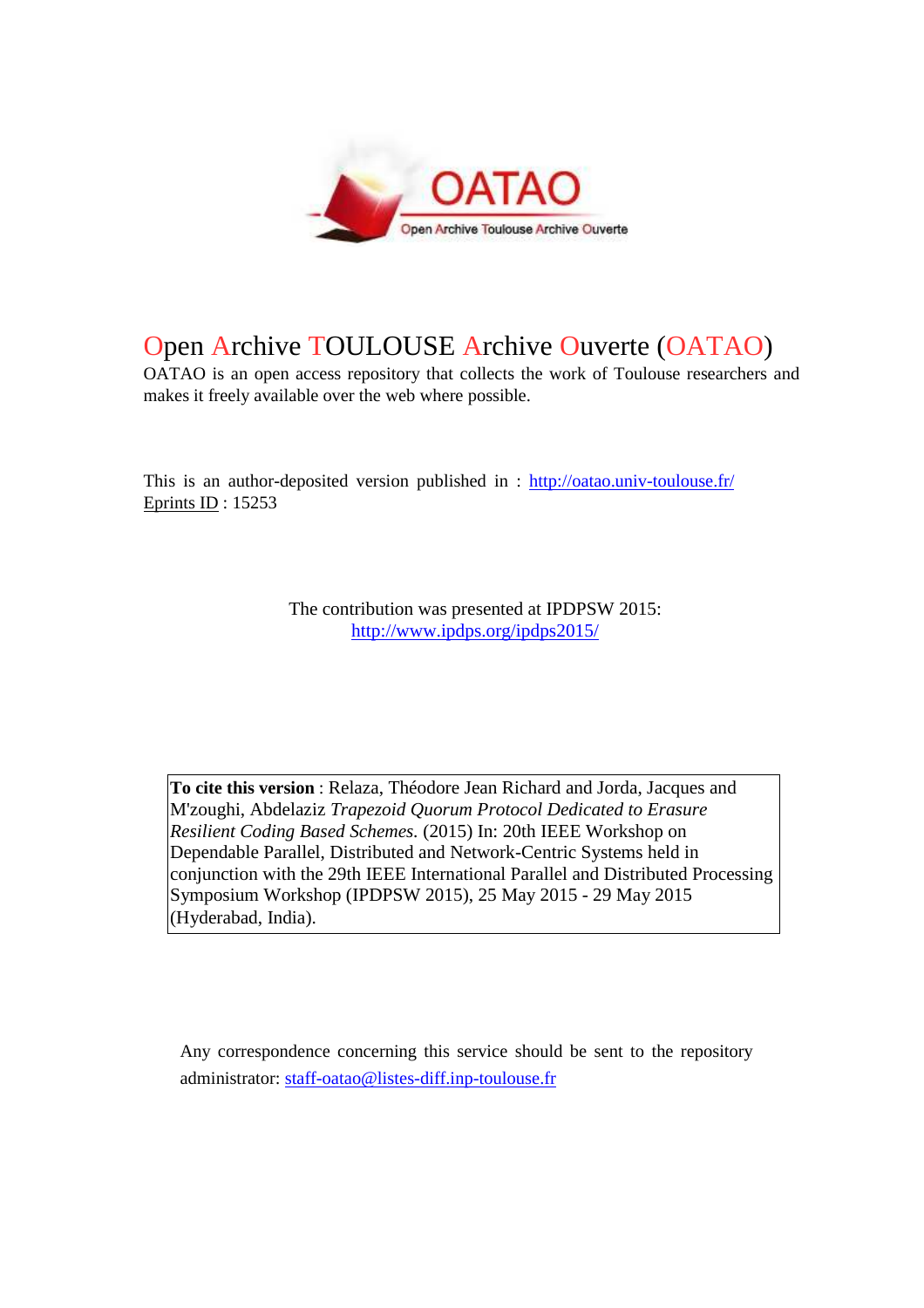# Open Archive TOULOUSE Archive Ouverte (OATAO)

OATAO is an open access repository that collects the work of Toulouse researchers and makes it freely available over the web where possible.

This is an author-deposited version published in : http://oatao.univ-toulouse.fr/
Eprints ID : 15253

The contribution was presented at IPDPSW 2015:
http://www.ipdps.org/ipdps2015/

**To cite this version** : Relaza, Théodore Jean Richard and Jorda, Jacques and M'zoughi, Abdelaziz *Trapezoid Quorum Protocol Dedicated to Erasure Resilient Coding Based Schemes.* (2015) In: 20th IEEE Workshop on Dependable Parallel, Distributed and Network-Centric Systems held in conjunction with the 29th IEEE International Parallel and Distributed Processing Symposium Workshop (IPDPSW 2015), 25 May 2015 - 29 May 2015 (Hyderabad, India).

Any correspondence concerning this service should be sent to the repository administrator: staff-oatao@listes-diff.inp-toulouse.fr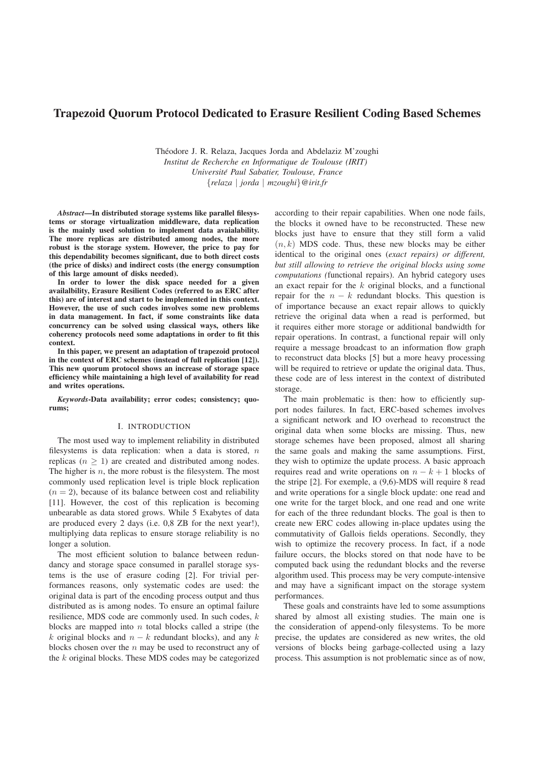# Trapezoid Quorum Protocol Dedicated to Erasure Resilient Coding Based Schemes

Théodore J. R. Relaza, Jacques Jorda and Abdelaziz M'zoughi
*Institut de Recherche en Informatique de Toulouse (IRIT)*
*Université Paul Sabatier, Toulouse, France*
{*relaza | jorda | mzoughi*}*@irit.fr*

***Abstract*—In distributed storage systems like parallel filesystems or storage virtualization middleware, data replication is the mainly used solution to implement data avaialability. The more replicas are distributed among nodes, the more robust is the storage system. However, the price to pay for this dependability becomes significant, due to both direct costs (the price of disks) and indirect costs (the energy consumption of this large amount of disks needed).**

**In order to lower the disk space needed for a given availalbility, Erasure Resilient Codes (referred to as ERC after this) are of interest and start to be implemented in this context. However, the use of such codes involves some new problems in data management. In fact, if some constraints like data concurrency can be solved using classical ways, others like coherency protocols need some adaptations in order to fit this context.**

**In this paper, we present an adaptation of trapezoid protocol in the context of ERC schemes (instead of full replication [12]). This new quorum protocol shows an increase of storage space efficiency while maintaining a high level of availability for read and writes operations.**

***Keywords*-Data availability; error codes; consistency; quorums;**

## I. INTRODUCTION

The most used way to implement reliability in distributed filesystems is data replication: when a data is stored, $n$ replicas ($n \geq 1$) are created and distributed among nodes. The higher is $n$, the more robust is the filesystem. The most commonly used replication level is triple block replication ($n = 2$), because of its balance between cost and reliability [11]. However, the cost of this replication is becoming unbearable as data stored grows. While 5 Exabytes of data are produced every 2 days (i.e. 0,8 ZB for the next year!), multiplying data replicas to ensure storage reliability is no longer a solution.

The most efficient solution to balance between redundancy and storage space consumed in parallel storage systems is the use of erasure coding [2]. For trivial performances reasons, only systematic codes are used: the original data is part of the encoding process output and thus distributed as is among nodes. To ensure an optimal failure resilience, MDS code are commonly used. In such codes, $k$ blocks are mapped into $n$ total blocks called a stripe (the $k$ original blocks and $n - k$ redundant blocks), and any $k$ blocks chosen over the $n$ may be used to reconstruct any of the $k$ original blocks. These MDS codes may be categorized according to their repair capabilities. When one node fails, the blocks it owned have to be reconstructed. These new blocks just have to ensure that they still form a valid $(n, k)$ MDS code. Thus, these new blocks may be either identical to the original ones (*exact repairs) or different, but still allowing to retrieve the original blocks using some computations (*functional repairs). An hybrid category uses an exact repair for the $k$ original blocks, and a functional repair for the $n - k$ redundant blocks. This question is of importance because an exact repair allows to quickly retrieve the original data when a read is performed, but it requires either more storage or additional bandwidth for repair operations. In contrast, a functional repair will only require a message broadcast to an information flow graph to reconstruct data blocks [5] but a more heavy processing will be required to retrieve or update the original data. Thus, these code are of less interest in the context of distributed storage.

The main problematic is then: how to efficiently support nodes failures. In fact, ERC-based schemes involves a significant network and IO overhead to reconstruct the original data when some blocks are missing. Thus, new storage schemes have been proposed, almost all sharing the same goals and making the same assumptions. First, they wish to optimize the update process. A basic approach requires read and write operations on $n - k + 1$ blocks of the stripe [2]. For exemple, a (9,6)-MDS will require 8 read and write operations for a single block update: one read and one write for the target block, and one read and one write for each of the three redundant blocks. The goal is then to create new ERC codes allowing in-place updates using the commutativity of Gallois fields operations. Secondly, they wish to optimize the recovery process. In fact, if a node failure occurs, the blocks stored on that node have to be computed back using the redundant blocks and the reverse algorithm used. This process may be very compute-intensive and may have a significant impact on the storage system performances.

These goals and constraints have led to some assumptions shared by almost all existing studies. The main one is the consideration of append-only filesystems. To be more precise, the updates are considered as new writes, the old versions of blocks being garbage-collected using a lazy process. This assumption is not problematic since as of now,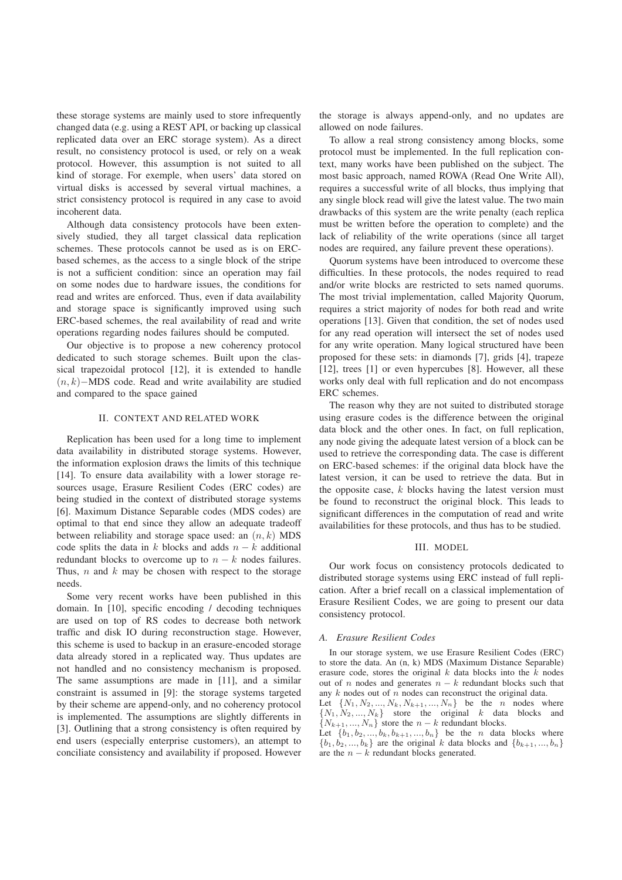these storage systems are mainly used to store infrequently changed data (e.g. using a REST API, or backing up classical replicated data over an ERC storage system). As a direct result, no consistency protocol is used, or rely on a weak protocol. However, this assumption is not suited to all kind of storage. For exemple, when users' data stored on virtual disks is accessed by several virtual machines, a strict consistency protocol is required in any case to avoid incoherent data.

Although data consistency protocols have been extensively studied, they all target classical data replication schemes. These protocols cannot be used as is on ERC-based schemes, as the access to a single block of the stripe is not a sufficient condition: since an operation may fail on some nodes due to hardware issues, the conditions for read and writes are enforced. Thus, even if data availability and storage space is significantly improved using such ERC-based schemes, the real availability of read and write operations regarding nodes failures should be computed.

Our objective is to propose a new coherency protocol dedicated to such storage schemes. Built upon the classical trapezoidal protocol [12], it is extended to handle $(n, k)-$MDS code. Read and write availability are studied and compared to the space gained

## II. Context and Related Work

Replication has been used for a long time to implement data availability in distributed storage systems. However, the information explosion draws the limits of this technique [14]. To ensure data availability with a lower storage resources usage, Erasure Resilient Codes (ERC codes) are being studied in the context of distributed storage systems [6]. Maximum Distance Separable codes (MDS codes) are optimal to that end since they allow an adequate tradeoff between reliability and storage space used: an $(n, k)$ MDS code splits the data in $k$ blocks and adds $n - k$ additional redundant blocks to overcome up to $n - k$ nodes failures. Thus, $n$ and $k$ may be chosen with respect to the storage needs.

Some very recent works have been published in this domain. In [10], specific encoding / decoding techniques are used on top of RS codes to decrease both network traffic and disk IO during reconstruction stage. However, this scheme is used to backup in an erasure-encoded storage data already stored in a replicated way. Thus updates are not handled and no consistency mechanism is proposed. The same assumptions are made in [11], and a similar constraint is assumed in [9]: the storage systems targeted by their scheme are append-only, and no coherency protocol is implemented. The assumptions are slightly differents in [3]. Outlining that a strong consistency is often required by end users (especially enterprise customers), an attempt to conciliate consistency and availability if proposed. However the storage is always append-only, and no updates are allowed on node failures.

To allow a real strong consistency among blocks, some protocol must be implemented. In the full replication context, many works have been published on the subject. The most basic approach, named ROWA (Read One Write All), requires a successful write of all blocks, thus implying that any single block read will give the latest value. The two main drawbacks of this system are the write penalty (each replica must be written before the operation to complete) and the lack of reliability of the write operations (since all target nodes are required, any failure prevent these operations).

Quorum systems have been introduced to overcome these difficulties. In these protocols, the nodes required to read and/or write blocks are restricted to sets named quorums. The most trivial implementation, called Majority Quorum, requires a strict majority of nodes for both read and write operations [13]. Given that condition, the set of nodes used for any read operation will intersect the set of nodes used for any write operation. Many logical structured have been proposed for these sets: in diamonds [7], grids [4], trapeze [12], trees [1] or even hypercubes [8]. However, all these works only deal with full replication and do not encompass ERC schemes.

The reason why they are not suited to distributed storage using erasure codes is the difference between the original data block and the other ones. In fact, on full replication, any node giving the adequate latest version of a block can be used to retrieve the corresponding data. The case is different on ERC-based schemes: if the original data block have the latest version, it can be used to retrieve the data. But in the opposite case, $k$ blocks having the latest version must be found to reconstruct the original block. This leads to significant differences in the computation of read and write availabilities for these protocols, and thus has to be studied.

## III. Model

Our work focus on consistency protocols dedicated to distributed storage systems using ERC instead of full replication. After a brief recall on a classical implementation of Erasure Resilient Codes, we are going to present our data consistency protocol.

### A. Erasure Resilient Codes

In our storage system, we use Erasure Resilient Codes (ERC) to store the data. An (n, k) MDS (Maximum Distance Separable) erasure code, stores the original $k$ data blocks into the $k$ nodes out of $n$ nodes and generates $n - k$ redundant blocks such that any $k$ nodes out of $n$ nodes can reconstruct the original data.

Let $\{N_1, N_2, ..., N_k, N_{k+1}, ..., N_n\}$ be the $n$ nodes where $\{N_1, N_2, ..., N_k\}$ store the original $k$ data blocks and $\{N_{k+1}, ..., N_n\}$ store the $n - k$ redundant blocks.

Let $\{b_1, b_2, ..., b_k, b_{k+1}, ..., b_n\}$ be the $n$ data blocks where $\{b_1, b_2, ..., b_k\}$ are the original $k$ data blocks and $\{b_{k+1}, ..., b_n\}$ are the $n - k$ redundant blocks generated.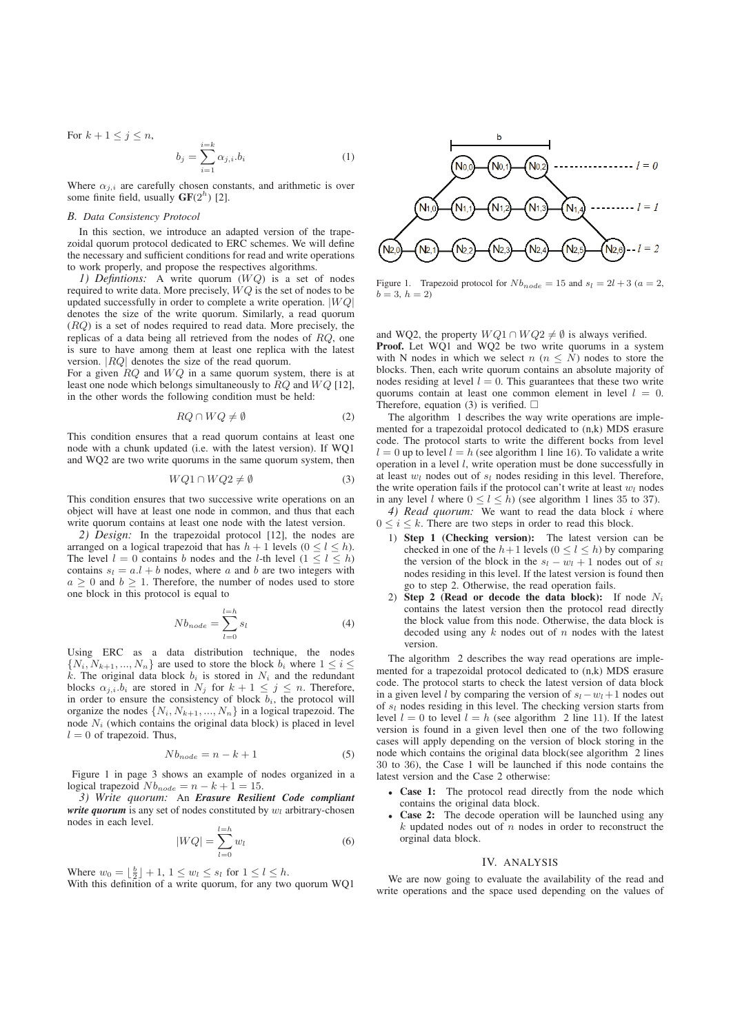For $k+1 \leq j \leq n$,

$$b_j = \sum_{i=1}^{i=k} \alpha_{j,i}.b_i \quad (1)$$

Where $\alpha_{j,i}$ are carefully chosen constants, and arithmetic is over some finite field, usually $\mathbf{GF}(2^h)$ [2].

### B. Data Consistency Protocol

In this section, we introduce an adapted version of the trapezoidal quorum protocol dedicated to ERC schemes. We will define the necessary and sufficient conditions for read and write operations to work properly, and propose the respectives algorithms.

*1) Defintions:* A write quorum ($WQ$) is a set of nodes required to write data. More precisely, $WQ$ is the set of nodes to be updated successfully in order to complete a write operation. $|WQ|$ denotes the size of the write quorum. Similarly, a read quorum ($RQ$) is a set of nodes required to read data. More precisely, the replicas of a data being all retrieved from the nodes of $RQ$, one is sure to have among them at least one replica with the latest version. $|RQ|$ denotes the size of the read quorum.

For a given $RQ$ and $WQ$ in a same quorum system, there is at least one node which belongs simultaneously to $RQ$ and $WQ$ [12], in the other words the following condition must be held:

$$RQ \cap WQ \neq \emptyset \quad (2)$$

This condition ensures that a read quorum contains at least one node with a chunk updated (i.e. with the latest version). If WQ1 and WQ2 are two write quorums in the same quorum system, then

$$WQ1 \cap WQ2 \neq \emptyset \quad (3)$$

This condition ensures that two successive write operations on an object will have at least one node in common, and thus that each write quorum contains at least one node with the latest version.

*2) Design:* In the trapezoidal protocol [12], the nodes are arranged on a logical trapezoid that has $h+1$ levels ($0 \leq l \leq h$). The level $l=0$ contains $b$ nodes and the $l$-th level ($1 \leq l \leq h$) contains $s_l = a.l + b$ nodes, where $a$ and $b$ are two integers with $a \geq 0$ and $b \geq 1$. Therefore, the number of nodes used to store one block in this protocol is equal to

$$Nb_{node} = \sum_{l=0}^{l=h} s_l \quad (4)$$

Using ERC as a data distribution technique, the nodes $\{N_i, N_{k+1}, ..., N_n\}$ are used to store the block $b_i$ where $1 \leq i \leq k$. The original data block $b_i$ is stored in $N_i$ and the redundant blocks $\alpha_{j,i}.b_i$ are stored in $N_j$ for $k+1 \leq j \leq n$. Therefore, in order to ensure the consistency of block $b_i$, the protocol will organize the nodes $\{N_i, N_{k+1}, ..., N_n\}$ in a logical trapezoid. The node $N_i$ (which contains the original data block) is placed in level $l=0$ of trapezoid. Thus,

$$Nb_{node} = n - k + 1 \quad (5)$$

Figure 1 in page 3 shows an example of nodes organized in a logical trapezoid $Nb_{node} = n - k + 1 = 15$.

*3) Write quorum:* An ***Erasure Resilient Code compliant write quorum*** is any set of nodes constituted by $w_l$ arbitrary-chosen nodes in each level.

$$|WQ| = \sum_{l=0}^{l=h} w_l \quad (6)$$

Where $w_0 = \lfloor \frac{b}{2} \rfloor + 1$, $1 \leq w_l \leq s_l$ for $1 \leq l \leq h$.

With this definition of a write quorum, for any two quorum WQ1 and WQ2, the property $WQ1 \cap WQ2 \neq \emptyset$ is always verified.

**Proof.** Let WQ1 and WQ2 be two write quorums in a system with N nodes in which we select $n$ ($n \leq N$) nodes to store the blocks. Then, each write quorum contains an absolute majority of nodes residing at $l=0$. This guarantees that these two write quorums contain at least one common element in level $l=0$. Therefore, equation (3) is verified. □

Figure 1. Trapezoid protocol for $Nb_{node} = 15$ and $s_l = 2l + 3$ ($a = 2$, $b = 3$, $h = 2$)

The algorithm 1 describes the way write operations are implemented for a trapezoidal protocol dedicated to (n,k) MDS erasure code. The protocol starts to write the different bocks from level $l=0$ up to level $l=h$ (see algorithm 1 line 16). To validate a write operation in a level $l$, write operation must be done successfully in at least $w_l$ nodes out of $s_l$ nodes residing in this level. Therefore, the write operation fails if the protocol can't write at least $w_l$ nodes in any level $l$ where $0 \leq l \leq h$) (see algorithm 1 lines 35 to 37).

*4) Read quorum:* We want to read the data block $i$ where $0 \leq i \leq k$. There are two steps in order to read this block.

1) **Step 1 (Checking version):** The latest version can be checked in one of the $h+1$ levels ($0 \leq l \leq h$) by comparing the version of the block in the $s_l - w_l + 1$ nodes out of $s_l$ nodes residing in this level. If the latest version is found then go to step 2. Otherwise, the read operation fails.
2) **Step 2 (Read or decode the data block):** If node $N_i$ contains the latest version then the protocol read directly the block value from this node. Otherwise, the data block is decoded using any $k$ nodes out of $n$ nodes with the latest version.

The algorithm 2 describes the way read operations are implemented for a trapezoidal protocol dedicated to (n,k) MDS erasure code. The protocol starts to check the latest version of data block in a given level $l$ by comparing the version of $s_l - w_l + 1$ nodes out of $s_l$ nodes residing in this level. The checking version starts from level $l=0$ to level $l=h$ (see algorithm 2 line 11). If the latest version is found in a given level then one of the two following cases will apply depending on the version of block storing in the node which contains the original data block(see algorithm 2 lines 30 to 36), the Case 1 will be launched if this node contains the latest version and the Case 2 otherwise:

- **Case 1:** The protocol read directly from the node which contains the original data block.
- **Case 2:** The decode operation will be launched using any $k$ updated nodes out of $n$ nodes in order to reconstruct the orginal data block.

## IV. Analysis

We are now going to evaluate the availability of the read and write operations and the space used depending on the values of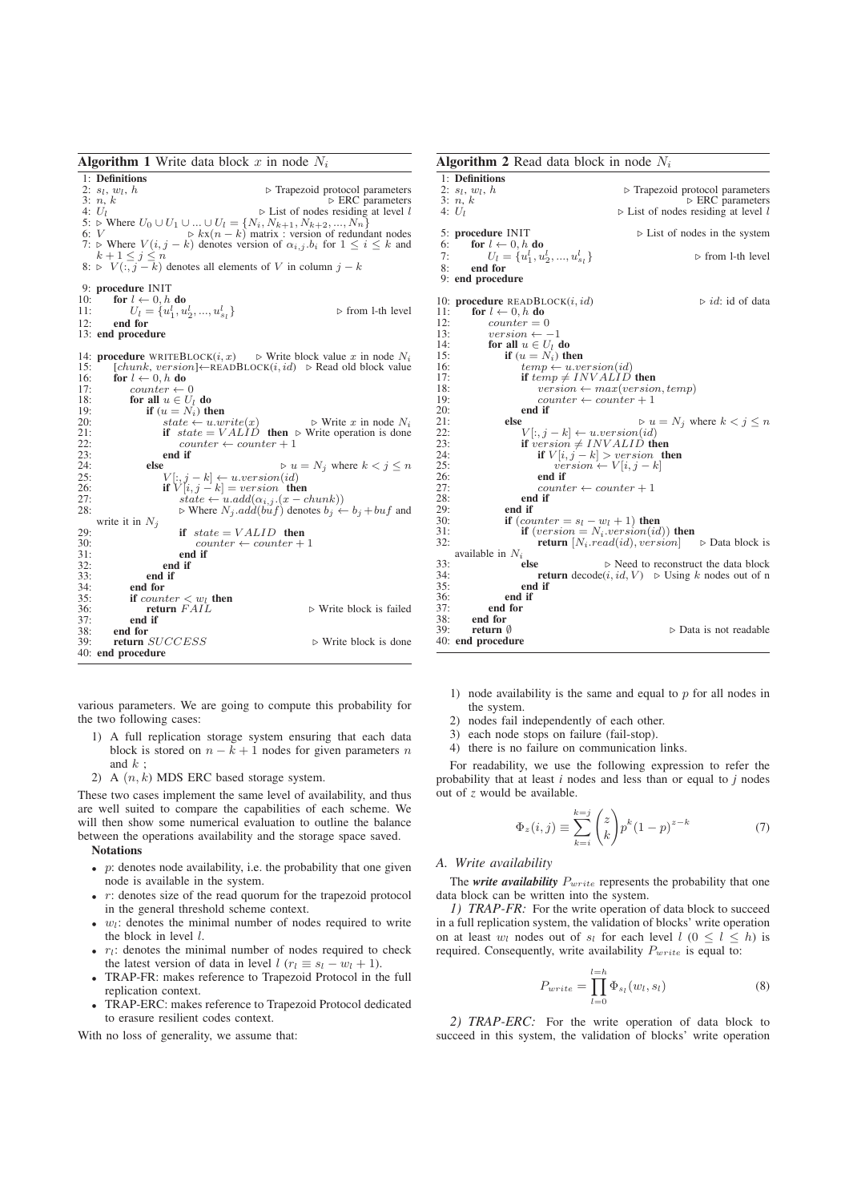**Algorithm 1** Write data block $x$ in node $N_i$

```
1: Definitions
2: s_l, w_l, h                                  ▷ Trapezoid protocol parameters
3: n, k                                         ▷ ERC parameters
4: U_l                                          ▷ List of nodes residing at level l
5: ▷ Where U_0 ∪ U_1 ∪ ... ∪ U_l = {N_i, N_{k+1}, N_{k+2}, ..., N_n}
6: V                    ▷ kx(n − k) matrix : version of redundant nodes
7: ▷ Where V(i, j − k) denotes version of α_{i,j}.b_i for 1 ≤ i ≤ k and
   k + 1 ≤ j ≤ n
8: ▷ V(:, j − k) denotes all elements of V in column j − k

9: procedure INIT
10:     for l ← 0, h do
11:         U_l = {u^l_1, u^l_2, ..., u^l_{s_l}}               ▷ from l-th level
12:     end for
13: end procedure

14: procedure WRITEBLOCK(i, x)        ▷ Write block value x in node N_i
15:     [chunk, version]←READBLOCK(i, id)  ▷ Read old block value
16:     for l ← 0, h do
17:         counter ← 0
18:         for all u ∈ U_l do
19:             if (u = N_i) then
20:                 state ← u.write(x)              ▷ Write x in node N_i
21:                 if state = VALID then ▷ Write operation is done
22:                     counter ← counter + 1
23:                 end if
24:             else                              ▷ u = N_j where k < j ≤ n
25:                 V[:, j − k] ← u.version(id)
26:                 if V[i, j − k] = version then
27:                     state ← u.add(α_{i,j}.(x − chunk))
28:                     ▷ Where N_j.add(buf) denotes b_j ← b_j + buf and
   write it in N_j
29:                     if state = VALID then
30:                         counter ← counter + 1
31:                     end if
32:                 end if
33:             end if
34:         end for
35:         if counter < w_l then
36:             return FAIL                       ▷ Write block is failed
37:         end if
38:     end for
39:     return SUCCESS                            ▷ Write block is done
40: end procedure
```

**Algorithm 2** Read data block in node $N_i$

```
1: Definitions
2: s_l, w_l, h                                  ▷ Trapezoid protocol parameters
3: n, k                                         ▷ ERC parameters
4: U_l                                          ▷ List of nodes residing at level l

5: procedure INIT                               ▷ List of nodes in the system
6:     for l ← 0, h do
7:         U_l = {u^l_1, u^l_2, ..., u^l_{s_l}}                ▷ from l-th level
8:     end for
9: end procedure

10: procedure READBLOCK(i, id)                  ▷ id: id of data
11:     for l ← 0, h do
12:         counter = 0
13:         version ← −1
14:         for all u ∈ U_l do
15:             if (u = N_i) then
16:                 temp ← u.version(id)
17:                 if temp ≠ INVALID then
18:                     version ← max(version, temp)
19:                     counter ← counter + 1
20:                 end if
21:             else                              ▷ u = N_j where k < j ≤ n
22:                 V[:, j − k] ← u.version(id)
23:                 if version ≠ INVALID then
24:                     if V[i, j − k] > version then
25:                         version ← V[i, j − k]
26:                     end if
27:                     counter ← counter + 1
28:                 end if
29:             end if
30:             if (counter = s_l − w_l + 1) then
31:                 if (version = N_i.version(id)) then
32:                     return [N_i.read(id), version]    ▷ Data block is
   available in N_i
33:                 else                      ▷ Need to reconstruct the data block
34:                     return decode(i, id, V)  ▷ Using k nodes out of n
35:                 end if
36:             end if
37:         end for
38:     end for
39:     return ∅                                  ▷ Data is not readable
40: end procedure
```

various parameters. We are going to compute this probability for the two following cases:

1) A full replication storage system ensuring that each data block is stored on $n-k+1$ nodes for given parameters $n$ and $k$ ;
2) A $(n, k)$ MDS ERC based storage system.

These two cases implement the same level of availability, and thus are well suited to compare the capabilities of each scheme. We will then show some numerical evaluation to outline the balance between the operations availability and the storage space saved.

**Notations**

- $p$: denotes node availability, i.e. the probability that one given node is available in the system.
- $r$: denotes size of the read quorum for the trapezoid protocol in the general threshold scheme context.
- $w_l$: denotes the minimal number of nodes required to write the block in level $l$.
- $r_l$: denotes the minimal number of nodes required to check the latest version of data in level $l$ ($r_l \equiv s_l - w_l + 1$).
- TRAP-FR: makes reference to Trapezoid Protocol in the full replication context.
- TRAP-ERC: makes reference to Trapezoid Protocol dedicated to erasure resilient codes context.

With no loss of generality, we assume that:

1) node availability is the same and equal to $p$ for all nodes in the system.
2) nodes fail independently of each other.
3) each node stops on failure (fail-stop).
4) there is no failure on communication links.

For readability, we use the following expression to refer the probability that at least $i$ nodes and less than or equal to $j$ nodes out of $z$ would be available.

$$\Phi_z(i,j) \equiv \sum_{k=i}^{k=j} \binom{z}{k} p^k (1-p)^{z-k} \tag{7}$$

### A. Write availability

The ***write availability*** $P_{write}$ represents the probability that one data block can be written into the system.

*1) TRAP-FR:* For the write operation of data block to succeed in a full replication system, the validation of blocks' write operation on at least $w_l$ nodes out of $s_l$ for each level $l$ ($0 \leq l \leq h$) is required. Consequently, write availability $P_{write}$ is equal to:

$$P_{write} = \prod_{l=0}^{l=h} \Phi_{s_l}(w_l, s_l) \tag{8}$$

*2) TRAP-ERC:* For the write operation of data block to succeed in this system, the validation of blocks' write operation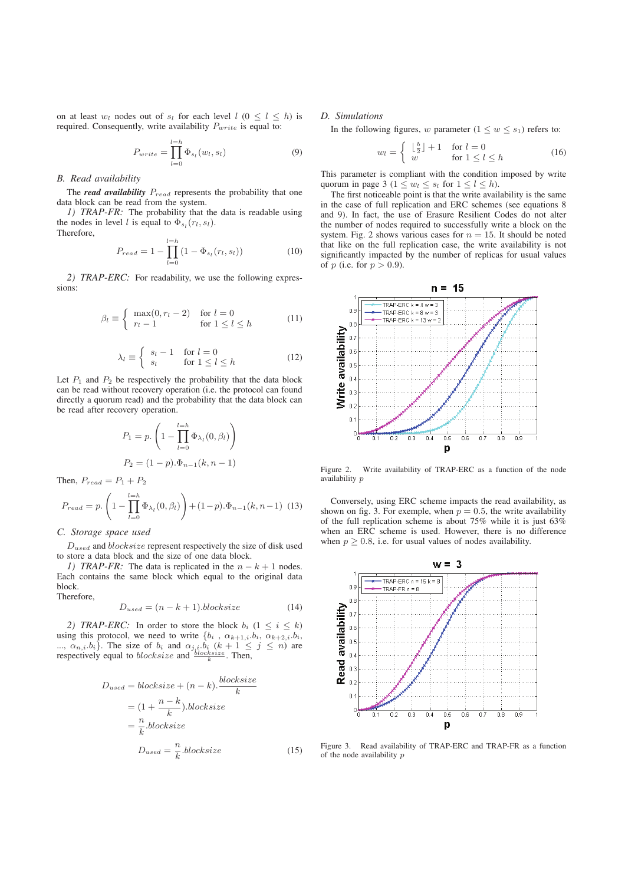on at least $w_l$ nodes out of $s_l$ for each level $l$ ($0 \leq l \leq h$) is required. Consequently, write availability $P_{write}$ is equal to:

$$P_{write} = \prod_{l=0}^{l=h} \Phi_{s_l}(w_l, s_l) \tag{9}$$

### B. Read availability

The ***read availability*** $P_{read}$ represents the probability that one data block can be read from the system.

*1) TRAP-FR:* The probability that the data is readable using the nodes in level $l$ is equal to $\Phi_{s_l}(r_l, s_l)$.
Therefore,

$$P_{read} = 1 - \prod_{l=0}^{l=h} (1 - \Phi_{s_l}(r_l, s_l)) \tag{10}$$

*2) TRAP-ERC:* For readability, we use the following expressions:

$$\beta_l \equiv \begin{cases} \max(0, r_l - 2) & \text{for } l = 0 \\ r_l - 1 & \text{for } 1 \leq l \leq h \end{cases} \tag{11}$$

$$\lambda_l \equiv \begin{cases} s_l - 1 & \text{for } l = 0 \\ s_l & \text{for } 1 \leq l \leq h \end{cases} \tag{12}$$

Let $P_1$ and $P_2$ be respectively the probability that the data block can be read without recovery operation (i.e. the protocol can found directly a quorum read) and the probability that the data block can be read after recovery operation.

$$P_1 = p.\left(1 - \prod_{l=0}^{l=h} \Phi_{\lambda_l}(0, \beta_l)\right)$$

$$P_2 = (1-p).\Phi_{n-1}(k, n-1)$$

Then, $P_{read} = P_1 + P_2$

$$P_{read} = p.\left(1 - \prod_{l=0}^{l=h} \Phi_{\lambda_l}(0, \beta_l)\right) + (1-p).\Phi_{n-1}(k, n-1) \tag{13}$$

### C. Storage space used

$D_{used}$ and $blocksize$ represent respectively the size of disk used to store a data block and the size of one data block.

*1) TRAP-FR:* The data is replicated in the $n-k+1$ nodes. Each contains the same block which equal to the original data block.
Therefore,

$$D_{used} = (n-k+1).blocksize \tag{14}$$

*2) TRAP-ERC:* In order to store the block $b_i$ ($1 \leq i \leq k$) using this protocol, we need to write $\{b_i, \alpha_{k+1,i}.b_i, \alpha_{k+2,i}.b_i, ..., \alpha_{n,i}.b_i\}$. The size of $b_i$ and $\alpha_{j,i}.b_i$ ($k+1 \leq j \leq n$) are respectively equal to $blocksize$ and $\frac{blocksize}{k}$. Then,

$$\begin{aligned} D_{used} &= blocksize + (n-k).\frac{blocksize}{k} \\ &= (1 + \frac{n-k}{k}).blocksize \\ &= \frac{n}{k}.blocksize \end{aligned}$$

$$D_{used} = \frac{n}{k}.blocksize \tag{15}$$

### D. Simulations

In the following figures, $w$ parameter ($1 \leq w \leq s_1$) refers to:

$$w_l = \begin{cases} \lfloor \frac{b}{2} \rfloor + 1 & \text{for } l = 0 \\ w & \text{for } 1 \leq l \leq h \end{cases} \tag{16}$$

This parameter is compliant with the condition imposed by write quorum in page 3 ($1 \leq w_l \leq s_l$ for $1 \leq l \leq h$).

The first noticeable point is that the write availability is the same in the case of full replication and ERC schemes (see equations 8 and 9). In fact, the use of Erasure Resilient Codes do not alter the number of nodes required to successfully write a block on the system. Fig. 2 shows various cases for $n = 15$. It should be noted that like on the full replication case, the write availability is not significantly impacted by the number of replicas for usual values of $p$ (i.e. for $p > 0.9$).

Figure 2. Write availability of TRAP-ERC as a function of the node availability $p$

Conversely, using ERC scheme impacts the read availability, as shown on fig. 3. For exemple, when $p = 0.5$, the write availability of the full replication scheme is about 75% while it is just 63% when an ERC scheme is used. However, there is no difference when $p \geq 0.8$, i.e. for usual values of nodes availability.

Figure 3. Read availability of TRAP-ERC and TRAP-FR as a function of the node availability $p$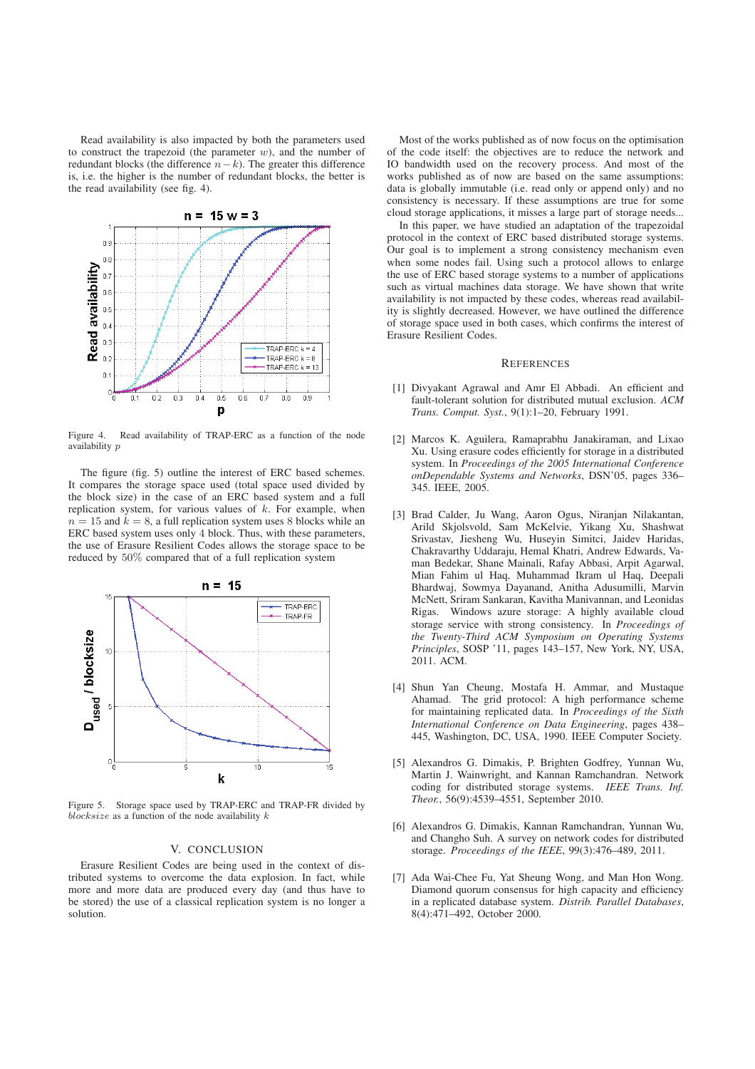Read availability is also impacted by both the parameters used to construct the trapezoid (the parameter $w$), and the number of redundant blocks (the difference $n - k$). The greater this difference is, i.e. the higher is the number of redundant blocks, the better is the read availability (see fig. 4).

Figure 4. Read availability of TRAP-ERC as a function of the node availability $p$

The figure (fig. 5) outline the interest of ERC based schemes. It compares the storage space used (total space used divided by the block size) in the case of an ERC based system and a full replication system, for various values of $k$. For example, when $n = 15$ and $k = 8$, a full replication system uses 8 blocks while an ERC based system uses only 4 block. Thus, with these parameters, the use of Erasure Resilient Codes allows the storage space to be reduced by $50\%$ compared that of a full replication system

Figure 5. Storage space used by TRAP-ERC and TRAP-FR divided by $blocksize$ as a function of the node availability $k$

## V. Conclusion

Erasure Resilient Codes are being used in the context of distributed systems to overcome the data explosion. In fact, while more and more data are produced every day (and thus have to be stored) the use of a classical replication system is no longer a solution.

Most of the works published as of now focus on the optimisation of the code itself: the objectives are to reduce the network and IO bandwidth used on the recovery process. And most of the works published as of now are based on the same assumptions: data is globally immutable (i.e. read only or append only) and no consistency is necessary. If these assumptions are true for some cloud storage applications, it misses a large part of storage needs...

In this paper, we have studied an adaptation of the trapezoidal protocol in the context of ERC based distributed storage systems. Our goal is to implement a strong consistency mechanism even when some nodes fail. Using such a protocol allows to enlarge the use of ERC based storage systems to a number of applications such as virtual machines data storage. We have shown that write availability is not impacted by these codes, whereas read availability is slightly decreased. However, we have outlined the difference of storage space used in both cases, which confirms the interest of Erasure Resilient Codes.

## References

[1] Divyakant Agrawal and Amr El Abbadi. An efficient and fault-tolerant solution for distributed mutual exclusion. *ACM Trans. Comput. Syst.*, 9(1):1–20, February 1991.

[2] Marcos K. Aguilera, Ramaprabhu Janakiraman, and Lixao Xu. Using erasure codes efficiently for storage in a distributed system. In *Proceedings of the 2005 International Conference onDependable Systems and Networks*, DSN'05, pages 336–345. IEEE, 2005.

[3] Brad Calder, Ju Wang, Aaron Ogus, Niranjan Nilakantan, Arild Skjolsvold, Sam McKelvie, Yikang Xu, Shashwat Srivastav, Jiesheng Wu, Huseyin Simitci, Jaidev Haridas, Chakravarthy Uddaraju, Hemal Khatri, Andrew Edwards, Vaman Bedekar, Shane Mainali, Rafay Abbasi, Arpit Agarwal, Mian Fahim ul Haq, Muhammad Ikram ul Haq, Deepali Bhardwaj, Sowmya Dayanand, Anitha Adusumilli, Marvin McNett, Sriram Sankaran, Kavitha Manivannan, and Leonidas Rigas. Windows azure storage: A highly available cloud storage service with strong consistency. In *Proceedings of the Twenty-Third ACM Symposium on Operating Systems Principles*, SOSP '11, pages 143–157, New York, NY, USA, 2011. ACM.

[4] Shun Yan Cheung, Mostafa H. Ammar, and Mustaque Ahamad. The grid protocol: A high performance scheme for maintaining replicated data. In *Proceedings of the Sixth International Conference on Data Engineering*, pages 438–445, Washington, DC, USA, 1990. IEEE Computer Society.

[5] Alexandros G. Dimakis, P. Brighten Godfrey, Yunnan Wu, Martin J. Wainwright, and Kannan Ramchandran. Network coding for distributed storage systems. *IEEE Trans. Inf. Theor.*, 56(9):4539–4551, September 2010.

[6] Alexandros G. Dimakis, Kannan Ramchandran, Yunnan Wu, and Changho Suh. A survey on network codes for distributed storage. *Proceedings of the IEEE*, 99(3):476–489, 2011.

[7] Ada Wai-Chee Fu, Yat Sheung Wong, and Man Hon Wong. Diamond quorum consensus for high capacity and efficiency in a replicated database system. *Distrib. Parallel Databases*, 8(4):471–492, October 2000.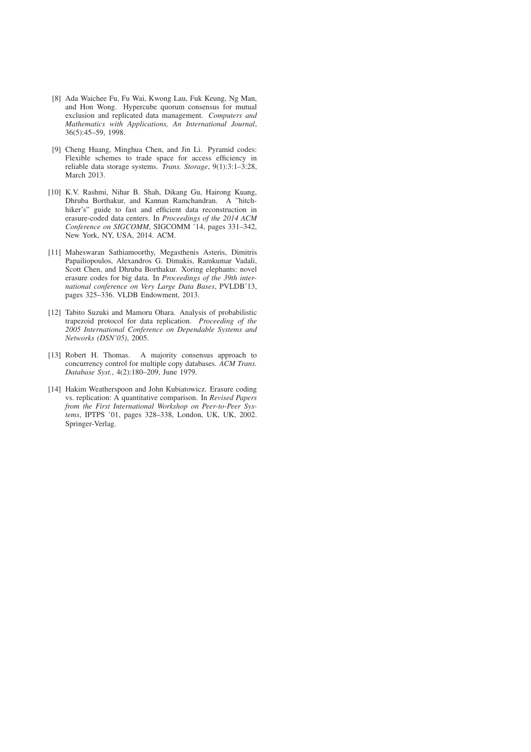[8] Ada Waichee Fu, Fu Wai, Kwong Lau, Fuk Keung, Ng Man, and Hon Wong. Hypercube quorum consensus for mutual exclusion and replicated data management. *Computers and Mathematics with Applications, An International Journal*, 36(5):45–59, 1998.

[9] Cheng Huang, Minghua Chen, and Jin Li. Pyramid codes: Flexible schemes to trade space for access efficiency in reliable data storage systems. *Trans. Storage*, 9(1):3:1–3:28, March 2013.

[10] K.V. Rashmi, Nihar B. Shah, Dikang Gu, Hairong Kuang, Dhruba Borthakur, and Kannan Ramchandran. A "hitch-hiker's" guide to fast and efficient data reconstruction in erasure-coded data centers. In *Proceedings of the 2014 ACM Conference on SIGCOMM*, SIGCOMM '14, pages 331–342, New York, NY, USA, 2014. ACM.

[11] Maheswaran Sathiamoorthy, Megasthenis Asteris, Dimitris Papailiopoulos, Alexandros G. Dimakis, Ramkumar Vadali, Scott Chen, and Dhruba Borthakur. Xoring elephants: novel erasure codes for big data. In *Proceedings of the 39th international conference on Very Large Data Bases*, PVLDB'13, pages 325–336. VLDB Endowment, 2013.

[12] Tabito Suzuki and Mamoru Ohara. Analysis of probabilistic trapezoid protocol for data replication. *Proceeding of the 2005 International Conference on Dependable Systems and Networks (DSN'05)*, 2005.

[13] Robert H. Thomas. A majority consensus approach to concurrency control for multiple copy databases. *ACM Trans. Database Syst.*, 4(2):180–209, June 1979.

[14] Hakim Weatherspoon and John Kubiatowicz. Erasure coding vs. replication: A quantitative comparison. In *Revised Papers from the First International Workshop on Peer-to-Peer Systems*, IPTPS '01, pages 328–338, London, UK, UK, 2002. Springer-Verlag.